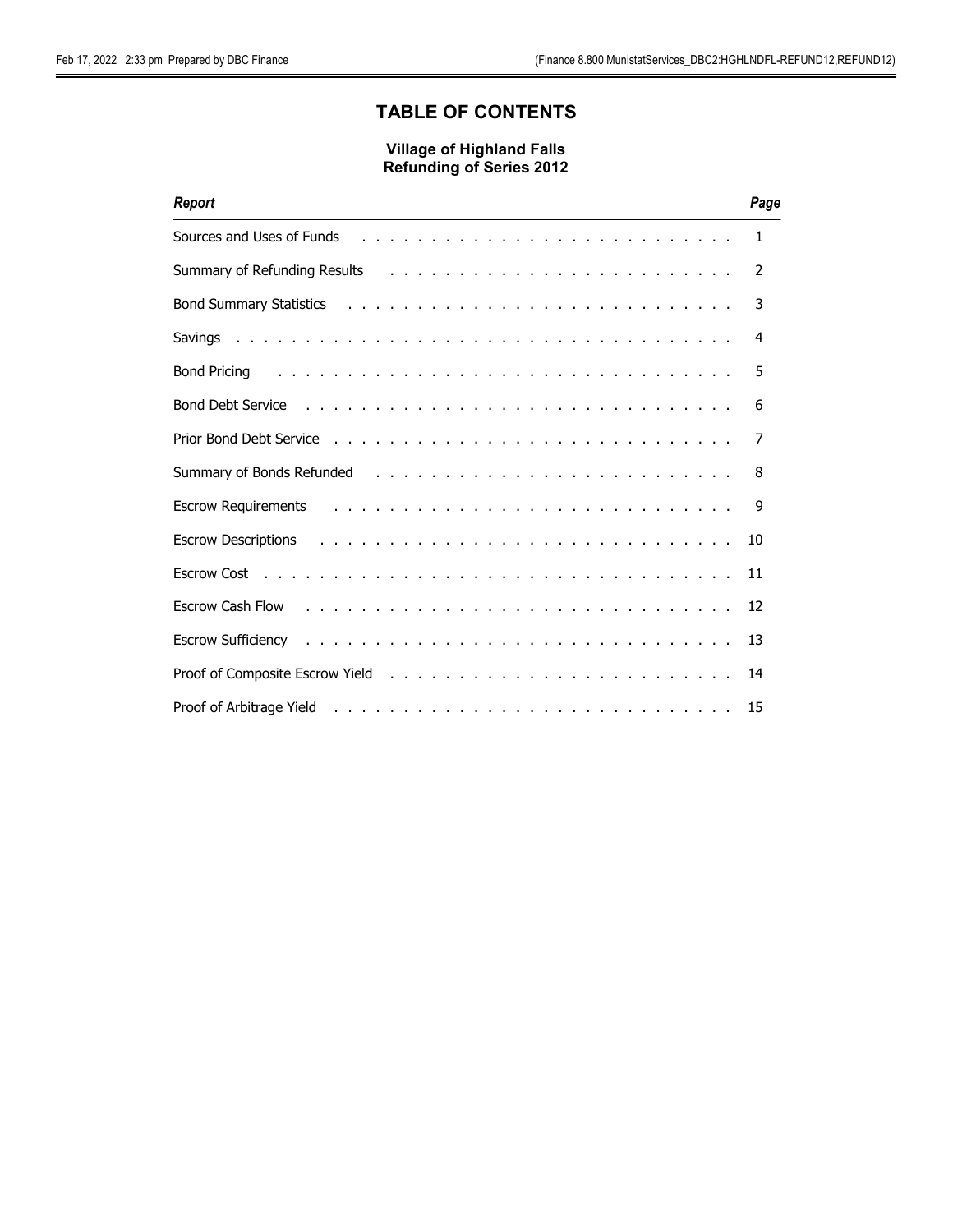# TABLE OF CONTENTS

### Village of Highland Falls
### Refunding of Series 2012

| *Report* | *Page* |
|---|---|
| Sources and Uses of Funds | 1 |
| Summary of Refunding Results | 2 |
| Bond Summary Statistics | 3 |
| Savings | 4 |
| Bond Pricing | 5 |
| Bond Debt Service | 6 |
| Prior Bond Debt Service | 7 |
| Summary of Bonds Refunded | 8 |
| Escrow Requirements | 9 |
| Escrow Descriptions | 10 |
| Escrow Cost | 11 |
| Escrow Cash Flow | 12 |
| Escrow Sufficiency | 13 |
| Proof of Composite Escrow Yield | 14 |
| Proof of Arbitrage Yield | 15 |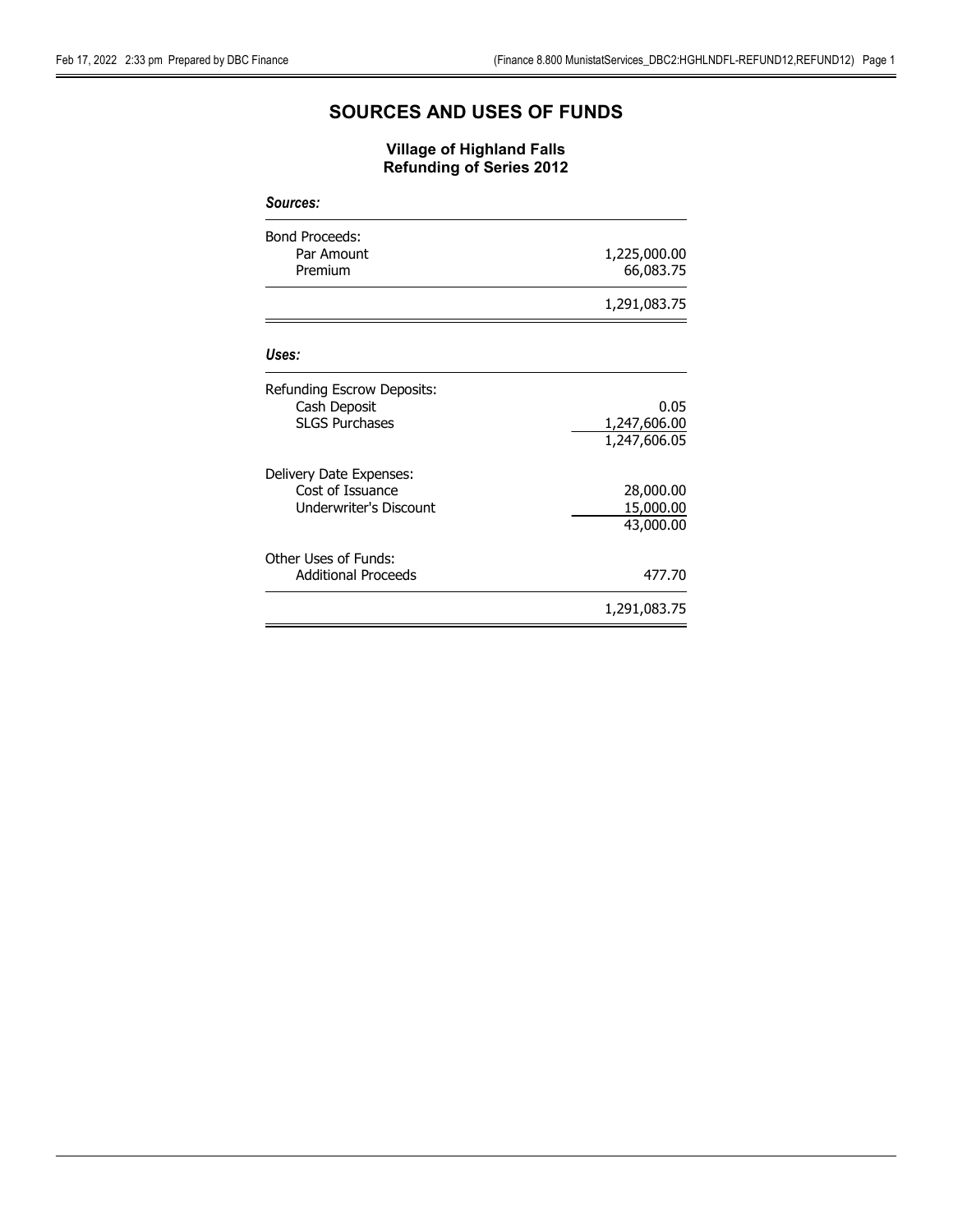# SOURCES AND USES OF FUNDS

### Village of Highland Falls
### Refunding of Series 2012

***Sources:***

| | |
|---|---:|
| Bond Proceeds: | |
| Par Amount | 1,225,000.00 |
| Premium | 66,083.75 |
| | 1,291,083.75 |

***Uses:***

| | |
|---|---:|
| Refunding Escrow Deposits: | |
| Cash Deposit | 0.05 |
| SLGS Purchases | 1,247,606.00 |
| | 1,247,606.05 |
| Delivery Date Expenses: | |
| Cost of Issuance | 28,000.00 |
| Underwriter's Discount | 15,000.00 |
| | 43,000.00 |
| Other Uses of Funds: | |
| Additional Proceeds | 477.70 |
| | 1,291,083.75 |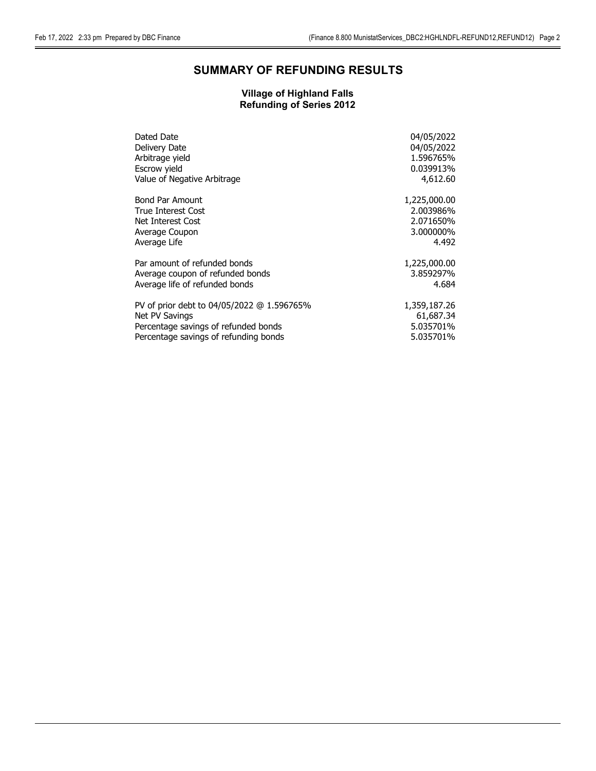# SUMMARY OF REFUNDING RESULTS

### Village of Highland Falls
### Refunding of Series 2012

| | |
|---|---:|
| Dated Date | 04/05/2022 |
| Delivery Date | 04/05/2022 |
| Arbitrage yield | 1.596765% |
| Escrow yield | 0.039913% |
| Value of Negative Arbitrage | 4,612.60 |
| | |
| Bond Par Amount | 1,225,000.00 |
| True Interest Cost | 2.003986% |
| Net Interest Cost | 2.071650% |
| Average Coupon | 3.000000% |
| Average Life | 4.492 |
| | |
| Par amount of refunded bonds | 1,225,000.00 |
| Average coupon of refunded bonds | 3.859297% |
| Average life of refunded bonds | 4.684 |
| | |
| PV of prior debt to 04/05/2022 @ 1.596765% | 1,359,187.26 |
| Net PV Savings | 61,687.34 |
| Percentage savings of refunded bonds | 5.035701% |
| Percentage savings of refunding bonds | 5.035701% |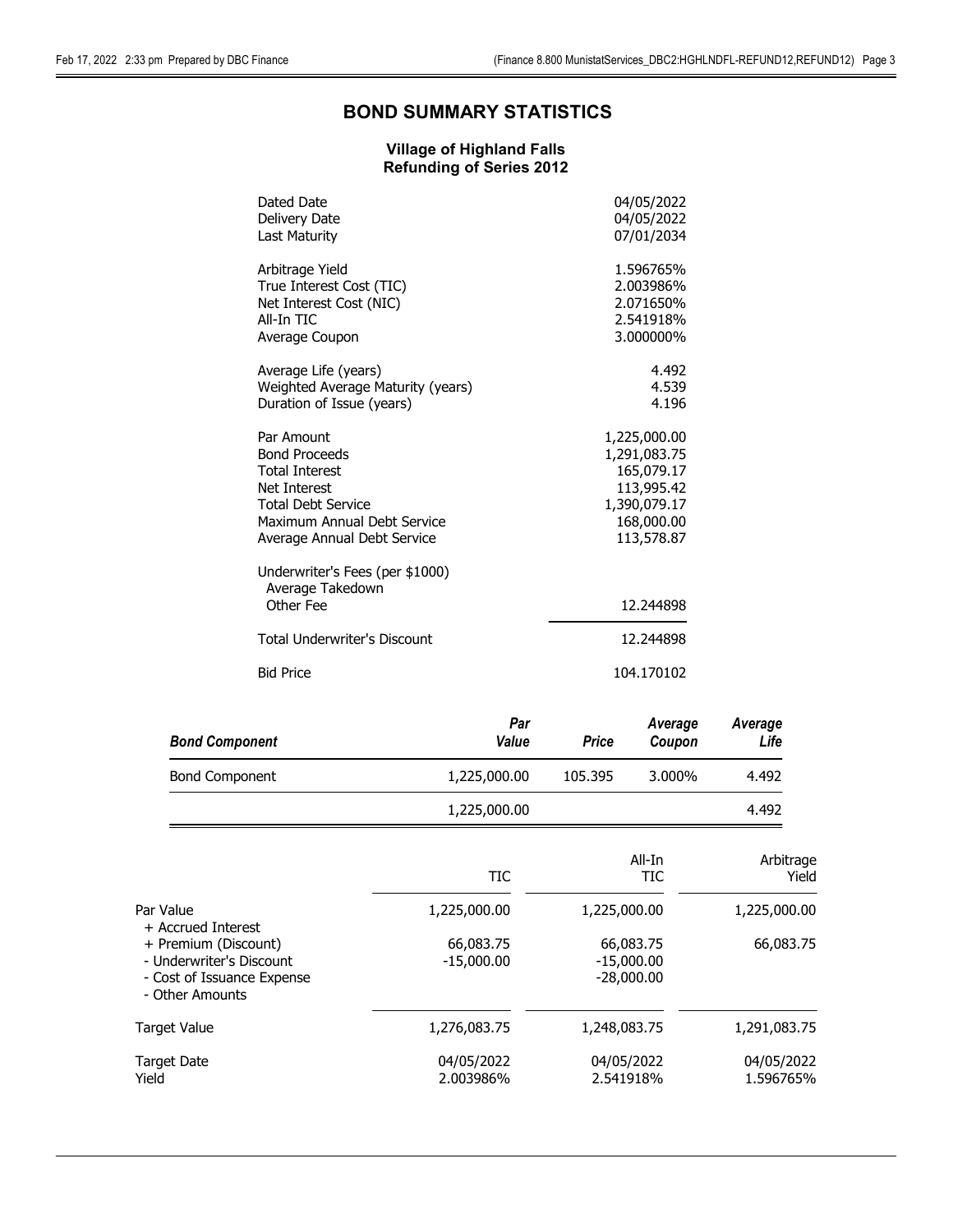# BOND SUMMARY STATISTICS

### Village of Highland Falls
### Refunding of Series 2012

| | |
|---|---|
| Dated Date | 04/05/2022 |
| Delivery Date | 04/05/2022 |
| Last Maturity | 07/01/2034 |
| | |
| Arbitrage Yield | 1.596765% |
| True Interest Cost (TIC) | 2.003986% |
| Net Interest Cost (NIC) | 2.071650% |
| All-In TIC | 2.541918% |
| Average Coupon | 3.000000% |
| | |
| Average Life (years) | 4.492 |
| Weighted Average Maturity (years) | 4.539 |
| Duration of Issue (years) | 4.196 |
| | |
| Par Amount | 1,225,000.00 |
| Bond Proceeds | 1,291,083.75 |
| Total Interest | 165,079.17 |
| Net Interest | 113,995.42 |
| Total Debt Service | 1,390,079.17 |
| Maximum Annual Debt Service | 168,000.00 |
| Average Annual Debt Service | 113,578.87 |
| | |
| Underwriter's Fees (per $1000) | |
| Average Takedown | |
| Other Fee | 12.244898 |
| | |
| Total Underwriter's Discount | 12.244898 |
| | |
| Bid Price | 104.170102 |

| *Bond Component* | *Par Value* | *Price* | *Average Coupon* | *Average Life* |
|---|---|---|---|---|
| Bond Component | 1,225,000.00 | 105.395 | 3.000% | 4.492 |
| | 1,225,000.00 | | | 4.492 |

| | TIC | All-In TIC | Arbitrage Yield |
|---|---|---|---|
| Par Value | 1,225,000.00 | 1,225,000.00 | 1,225,000.00 |
| + Accrued Interest | | | |
| + Premium (Discount) | 66,083.75 | 66,083.75 | 66,083.75 |
| - Underwriter's Discount | -15,000.00 | -15,000.00 | |
| - Cost of Issuance Expense | | -28,000.00 | |
| - Other Amounts | | | |
| Target Value | 1,276,083.75 | 1,248,083.75 | 1,291,083.75 |
| Target Date | 04/05/2022 | 04/05/2022 | 04/05/2022 |
| Yield | 2.003986% | 2.541918% | 1.596765% |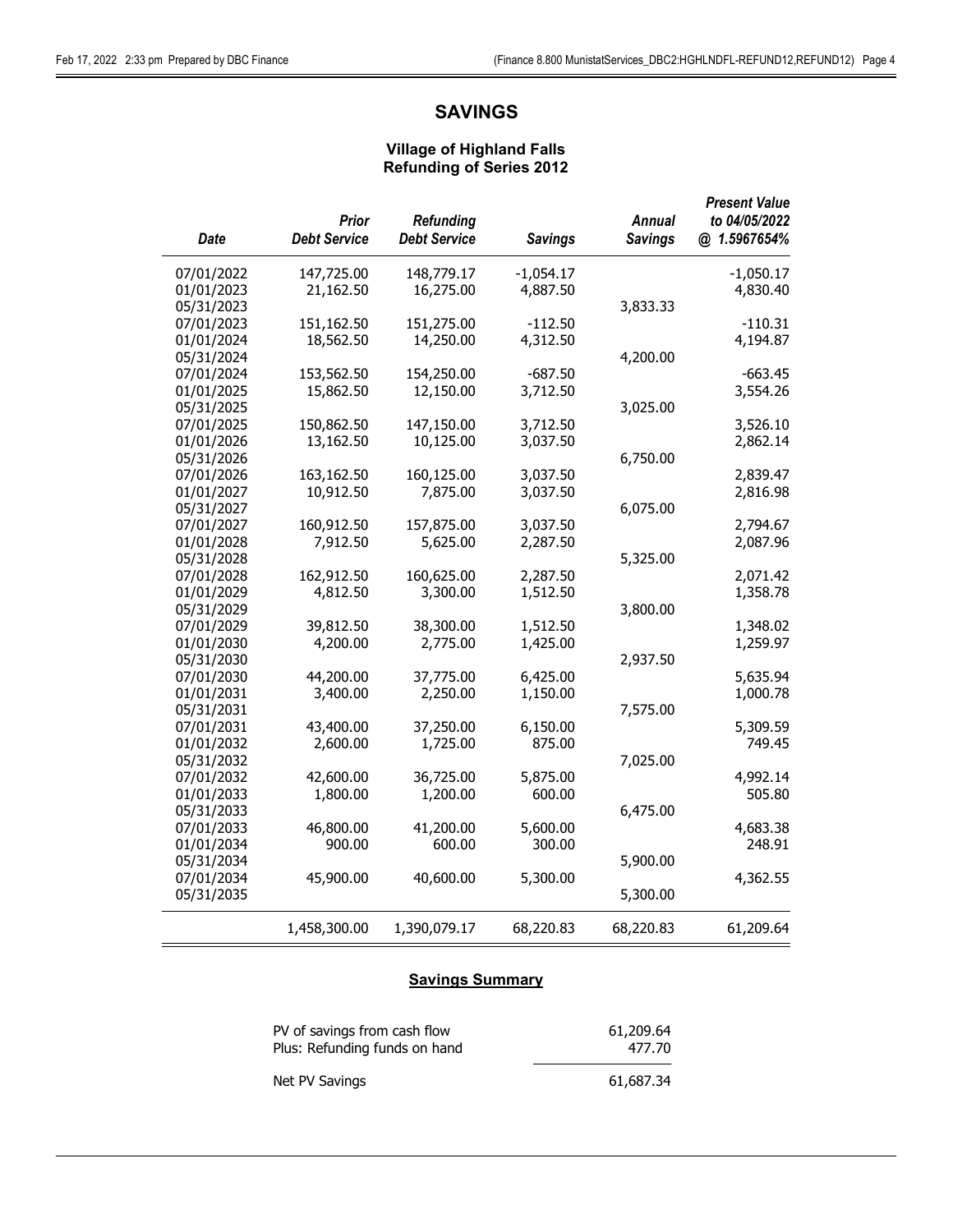# SAVINGS

### Village of Highland Falls
### Refunding of Series 2012

| *Date* | *Prior Debt Service* | *Refunding Debt Service* | *Savings* | *Annual Savings* | *Present Value to 04/05/2022 @ 1.5967654%* |
|---|---|---|---|---|---|
| 07/01/2022 | 147,725.00 | 148,779.17 | -1,054.17 | | -1,050.17 |
| 01/01/2023 | 21,162.50 | 16,275.00 | 4,887.50 | | 4,830.40 |
| 05/31/2023 | | | | 3,833.33 | |
| 07/01/2023 | 151,162.50 | 151,275.00 | -112.50 | | -110.31 |
| 01/01/2024 | 18,562.50 | 14,250.00 | 4,312.50 | | 4,194.87 |
| 05/31/2024 | | | | 4,200.00 | |
| 07/01/2024 | 153,562.50 | 154,250.00 | -687.50 | | -663.45 |
| 01/01/2025 | 15,862.50 | 12,150.00 | 3,712.50 | | 3,554.26 |
| 05/31/2025 | | | | 3,025.00 | |
| 07/01/2025 | 150,862.50 | 147,150.00 | 3,712.50 | | 3,526.10 |
| 01/01/2026 | 13,162.50 | 10,125.00 | 3,037.50 | | 2,862.14 |
| 05/31/2026 | | | | 6,750.00 | |
| 07/01/2026 | 163,162.50 | 160,125.00 | 3,037.50 | | 2,839.47 |
| 01/01/2027 | 10,912.50 | 7,875.00 | 3,037.50 | | 2,816.98 |
| 05/31/2027 | | | | 6,075.00 | |
| 07/01/2027 | 160,912.50 | 157,875.00 | 3,037.50 | | 2,794.67 |
| 01/01/2028 | 7,912.50 | 5,625.00 | 2,287.50 | | 2,087.96 |
| 05/31/2028 | | | | 5,325.00 | |
| 07/01/2028 | 162,912.50 | 160,625.00 | 2,287.50 | | 2,071.42 |
| 01/01/2029 | 4,812.50 | 3,300.00 | 1,512.50 | | 1,358.78 |
| 05/31/2029 | | | | 3,800.00 | |
| 07/01/2029 | 39,812.50 | 38,300.00 | 1,512.50 | | 1,348.02 |
| 01/01/2030 | 4,200.00 | 2,775.00 | 1,425.00 | | 1,259.97 |
| 05/31/2030 | | | | 2,937.50 | |
| 07/01/2030 | 44,200.00 | 37,775.00 | 6,425.00 | | 5,635.94 |
| 01/01/2031 | 3,400.00 | 2,250.00 | 1,150.00 | | 1,000.78 |
| 05/31/2031 | | | | 7,575.00 | |
| 07/01/2031 | 43,400.00 | 37,250.00 | 6,150.00 | | 5,309.59 |
| 01/01/2032 | 2,600.00 | 1,725.00 | 875.00 | | 749.45 |
| 05/31/2032 | | | | 7,025.00 | |
| 07/01/2032 | 42,600.00 | 36,725.00 | 5,875.00 | | 4,992.14 |
| 01/01/2033 | 1,800.00 | 1,200.00 | 600.00 | | 505.80 |
| 05/31/2033 | | | | 6,475.00 | |
| 07/01/2033 | 46,800.00 | 41,200.00 | 5,600.00 | | 4,683.38 |
| 01/01/2034 | 900.00 | 600.00 | 300.00 | | 248.91 |
| 05/31/2034 | | | | 5,900.00 | |
| 07/01/2034 | 45,900.00 | 40,600.00 | 5,300.00 | | 4,362.55 |
| 05/31/2035 | | | | 5,300.00 | |
| | 1,458,300.00 | 1,390,079.17 | 68,220.83 | 68,220.83 | 61,209.64 |

### Savings Summary

| | |
|---|---|
| PV of savings from cash flow | 61,209.64 |
| Plus: Refunding funds on hand | 477.70 |
| Net PV Savings | 61,687.34 |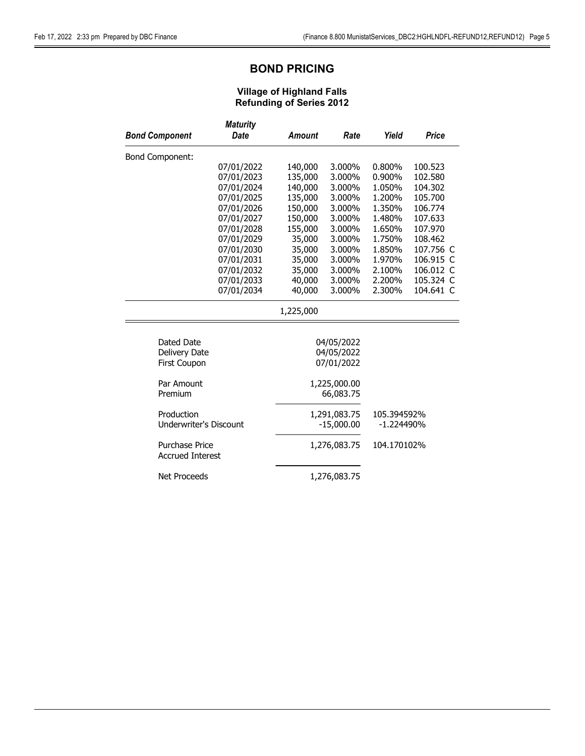# BOND PRICING

### Village of Highland Falls
### Refunding of Series 2012

| Bond Component | Maturity Date | Amount | Rate | Yield | Price |
|---|---|---|---|---|---|
| Bond Component: | | | | | |
| | 07/01/2022 | 140,000 | 3.000% | 0.800% | 100.523 |
| | 07/01/2023 | 135,000 | 3.000% | 0.900% | 102.580 |
| | 07/01/2024 | 140,000 | 3.000% | 1.050% | 104.302 |
| | 07/01/2025 | 135,000 | 3.000% | 1.200% | 105.700 |
| | 07/01/2026 | 150,000 | 3.000% | 1.350% | 106.774 |
| | 07/01/2027 | 150,000 | 3.000% | 1.480% | 107.633 |
| | 07/01/2028 | 155,000 | 3.000% | 1.650% | 107.970 |
| | 07/01/2029 | 35,000 | 3.000% | 1.750% | 108.462 |
| | 07/01/2030 | 35,000 | 3.000% | 1.850% | 107.756 C |
| | 07/01/2031 | 35,000 | 3.000% | 1.970% | 106.915 C |
| | 07/01/2032 | 35,000 | 3.000% | 2.100% | 106.012 C |
| | 07/01/2033 | 40,000 | 3.000% | 2.200% | 105.324 C |
| | 07/01/2034 | 40,000 | 3.000% | 2.300% | 104.641 C |
| | | 1,225,000 | | | |

| | | |
|---|---|---|
| Dated Date | 04/05/2022 | |
| Delivery Date | 04/05/2022 | |
| First Coupon | 07/01/2022 | |
| | | |
| Par Amount | 1,225,000.00 | |
| Premium | 66,083.75 | |
| | | |
| Production | 1,291,083.75 | 105.394592% |
| Underwriter's Discount | -15,000.00 | -1.224490% |
| | | |
| Purchase Price | 1,276,083.75 | 104.170102% |
| Accrued Interest | | |
| | | |
| Net Proceeds | 1,276,083.75 | |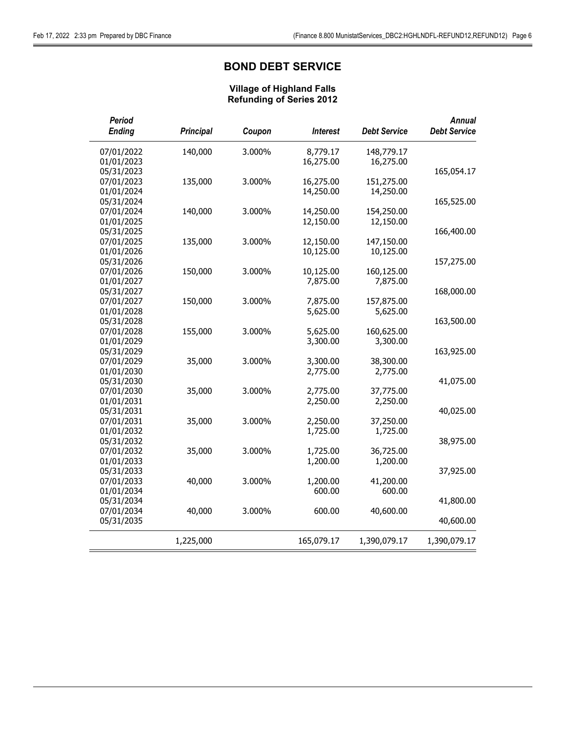## BOND DEBT SERVICE

### Village of Highland Falls
### Refunding of Series 2012

| Period Ending | Principal | Coupon | Interest | Debt Service | Annual Debt Service |
|---|---|---|---|---|---|
| 07/01/2022 | 140,000 | 3.000% | 8,779.17 | 148,779.17 | |
| 01/01/2023 | | | 16,275.00 | 16,275.00 | |
| 05/31/2023 | | | | | 165,054.17 |
| 07/01/2023 | 135,000 | 3.000% | 16,275.00 | 151,275.00 | |
| 01/01/2024 | | | 14,250.00 | 14,250.00 | |
| 05/31/2024 | | | | | 165,525.00 |
| 07/01/2024 | 140,000 | 3.000% | 14,250.00 | 154,250.00 | |
| 01/01/2025 | | | 12,150.00 | 12,150.00 | |
| 05/31/2025 | | | | | 166,400.00 |
| 07/01/2025 | 135,000 | 3.000% | 12,150.00 | 147,150.00 | |
| 01/01/2026 | | | 10,125.00 | 10,125.00 | |
| 05/31/2026 | | | | | 157,275.00 |
| 07/01/2026 | 150,000 | 3.000% | 10,125.00 | 160,125.00 | |
| 01/01/2027 | | | 7,875.00 | 7,875.00 | |
| 05/31/2027 | | | | | 168,000.00 |
| 07/01/2027 | 150,000 | 3.000% | 7,875.00 | 157,875.00 | |
| 01/01/2028 | | | 5,625.00 | 5,625.00 | |
| 05/31/2028 | | | | | 163,500.00 |
| 07/01/2028 | 155,000 | 3.000% | 5,625.00 | 160,625.00 | |
| 01/01/2029 | | | 3,300.00 | 3,300.00 | |
| 05/31/2029 | | | | | 163,925.00 |
| 07/01/2029 | 35,000 | 3.000% | 3,300.00 | 38,300.00 | |
| 01/01/2030 | | | 2,775.00 | 2,775.00 | |
| 05/31/2030 | | | | | 41,075.00 |
| 07/01/2030 | 35,000 | 3.000% | 2,775.00 | 37,775.00 | |
| 01/01/2031 | | | 2,250.00 | 2,250.00 | |
| 05/31/2031 | | | | | 40,025.00 |
| 07/01/2031 | 35,000 | 3.000% | 2,250.00 | 37,250.00 | |
| 01/01/2032 | | | 1,725.00 | 1,725.00 | |
| 05/31/2032 | | | | | 38,975.00 |
| 07/01/2032 | 35,000 | 3.000% | 1,725.00 | 36,725.00 | |
| 01/01/2033 | | | 1,200.00 | 1,200.00 | |
| 05/31/2033 | | | | | 37,925.00 |
| 07/01/2033 | 40,000 | 3.000% | 1,200.00 | 41,200.00 | |
| 01/01/2034 | | | 600.00 | 600.00 | |
| 05/31/2034 | | | | | 41,800.00 |
| 07/01/2034 | 40,000 | 3.000% | 600.00 | 40,600.00 | |
| 05/31/2035 | | | | | 40,600.00 |
| | 1,225,000 | | 165,079.17 | 1,390,079.17 | 1,390,079.17 |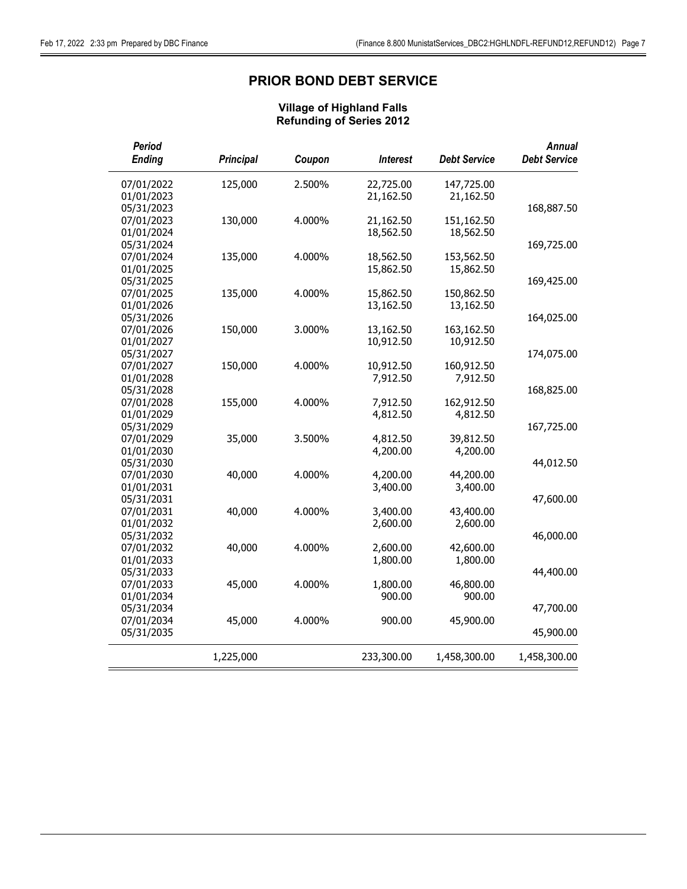# PRIOR BOND DEBT SERVICE

### Village of Highland Falls
### Refunding of Series 2012

| *Period Ending* | *Principal* | *Coupon* | *Interest* | *Debt Service* | *Annual Debt Service* |
|---|---|---|---|---|---|
| 07/01/2022 | 125,000 | 2.500% | 22,725.00 | 147,725.00 | |
| 01/01/2023 | | | 21,162.50 | 21,162.50 | |
| 05/31/2023 | | | | | 168,887.50 |
| 07/01/2023 | 130,000 | 4.000% | 21,162.50 | 151,162.50 | |
| 01/01/2024 | | | 18,562.50 | 18,562.50 | |
| 05/31/2024 | | | | | 169,725.00 |
| 07/01/2024 | 135,000 | 4.000% | 18,562.50 | 153,562.50 | |
| 01/01/2025 | | | 15,862.50 | 15,862.50 | |
| 05/31/2025 | | | | | 169,425.00 |
| 07/01/2025 | 135,000 | 4.000% | 15,862.50 | 150,862.50 | |
| 01/01/2026 | | | 13,162.50 | 13,162.50 | |
| 05/31/2026 | | | | | 164,025.00 |
| 07/01/2026 | 150,000 | 3.000% | 13,162.50 | 163,162.50 | |
| 01/01/2027 | | | 10,912.50 | 10,912.50 | |
| 05/31/2027 | | | | | 174,075.00 |
| 07/01/2027 | 150,000 | 4.000% | 10,912.50 | 160,912.50 | |
| 01/01/2028 | | | 7,912.50 | 7,912.50 | |
| 05/31/2028 | | | | | 168,825.00 |
| 07/01/2028 | 155,000 | 4.000% | 7,912.50 | 162,912.50 | |
| 01/01/2029 | | | 4,812.50 | 4,812.50 | |
| 05/31/2029 | | | | | 167,725.00 |
| 07/01/2029 | 35,000 | 3.500% | 4,812.50 | 39,812.50 | |
| 01/01/2030 | | | 4,200.00 | 4,200.00 | |
| 05/31/2030 | | | | | 44,012.50 |
| 07/01/2030 | 40,000 | 4.000% | 4,200.00 | 44,200.00 | |
| 01/01/2031 | | | 3,400.00 | 3,400.00 | |
| 05/31/2031 | | | | | 47,600.00 |
| 07/01/2031 | 40,000 | 4.000% | 3,400.00 | 43,400.00 | |
| 01/01/2032 | | | 2,600.00 | 2,600.00 | |
| 05/31/2032 | | | | | 46,000.00 |
| 07/01/2032 | 40,000 | 4.000% | 2,600.00 | 42,600.00 | |
| 01/01/2033 | | | 1,800.00 | 1,800.00 | |
| 05/31/2033 | | | | | 44,400.00 |
| 07/01/2033 | 45,000 | 4.000% | 1,800.00 | 46,800.00 | |
| 01/01/2034 | | | 900.00 | 900.00 | |
| 05/31/2034 | | | | | 47,700.00 |
| 07/01/2034 | 45,000 | 4.000% | 900.00 | 45,900.00 | |
| 05/31/2035 | | | | | 45,900.00 |
| | 1,225,000 | | 233,300.00 | 1,458,300.00 | 1,458,300.00 |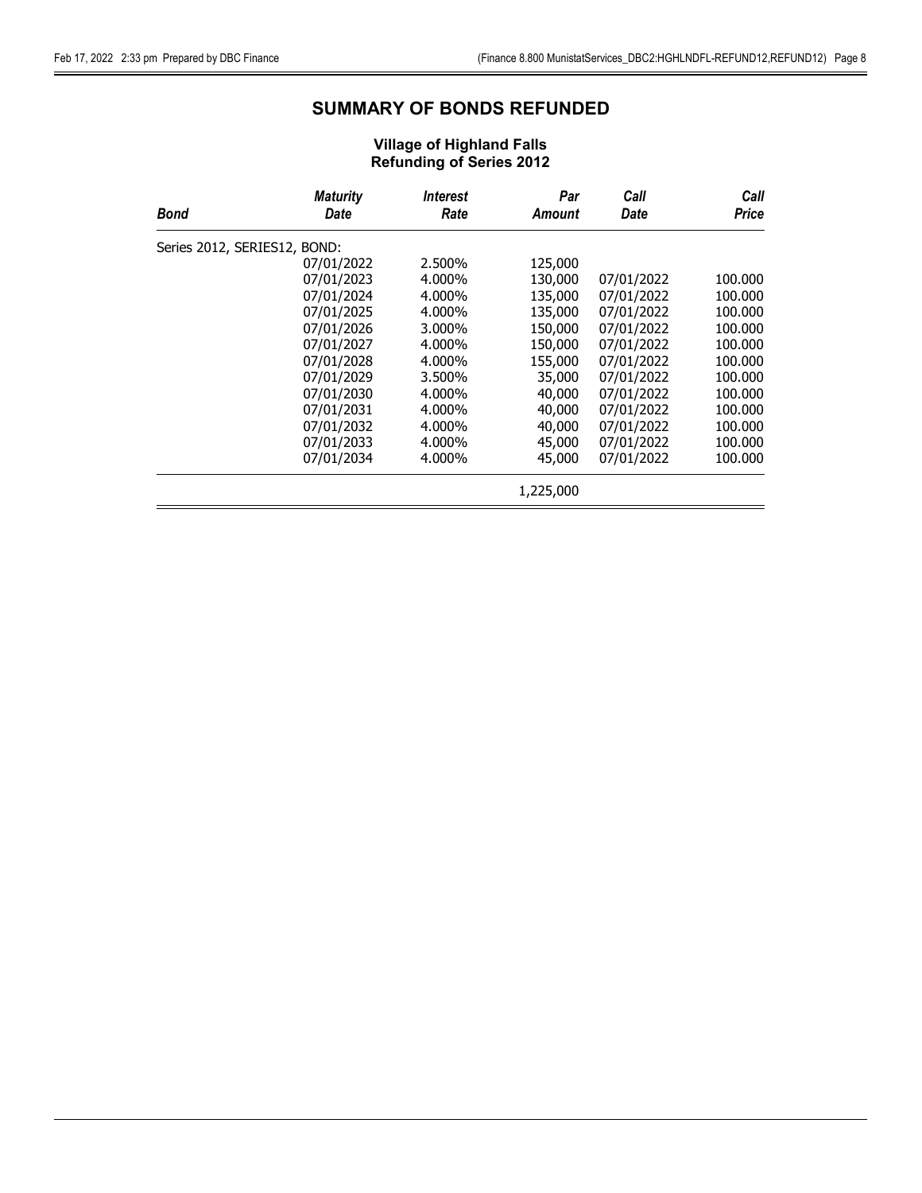# SUMMARY OF BONDS REFUNDED

### Village of Highland Falls
### Refunding of Series 2012

| *Bond* | *Maturity Date* | *Interest Rate* | *Par Amount* | *Call Date* | *Call Price* |
|---|---|---|---|---|---|
| Series 2012, SERIES12, BOND: | | | | | |
| | 07/01/2022 | 2.500% | 125,000 | | |
| | 07/01/2023 | 4.000% | 130,000 | 07/01/2022 | 100.000 |
| | 07/01/2024 | 4.000% | 135,000 | 07/01/2022 | 100.000 |
| | 07/01/2025 | 4.000% | 135,000 | 07/01/2022 | 100.000 |
| | 07/01/2026 | 3.000% | 150,000 | 07/01/2022 | 100.000 |
| | 07/01/2027 | 4.000% | 150,000 | 07/01/2022 | 100.000 |
| | 07/01/2028 | 4.000% | 155,000 | 07/01/2022 | 100.000 |
| | 07/01/2029 | 3.500% | 35,000 | 07/01/2022 | 100.000 |
| | 07/01/2030 | 4.000% | 40,000 | 07/01/2022 | 100.000 |
| | 07/01/2031 | 4.000% | 40,000 | 07/01/2022 | 100.000 |
| | 07/01/2032 | 4.000% | 40,000 | 07/01/2022 | 100.000 |
| | 07/01/2033 | 4.000% | 45,000 | 07/01/2022 | 100.000 |
| | 07/01/2034 | 4.000% | 45,000 | 07/01/2022 | 100.000 |
| | | | 1,225,000 | | |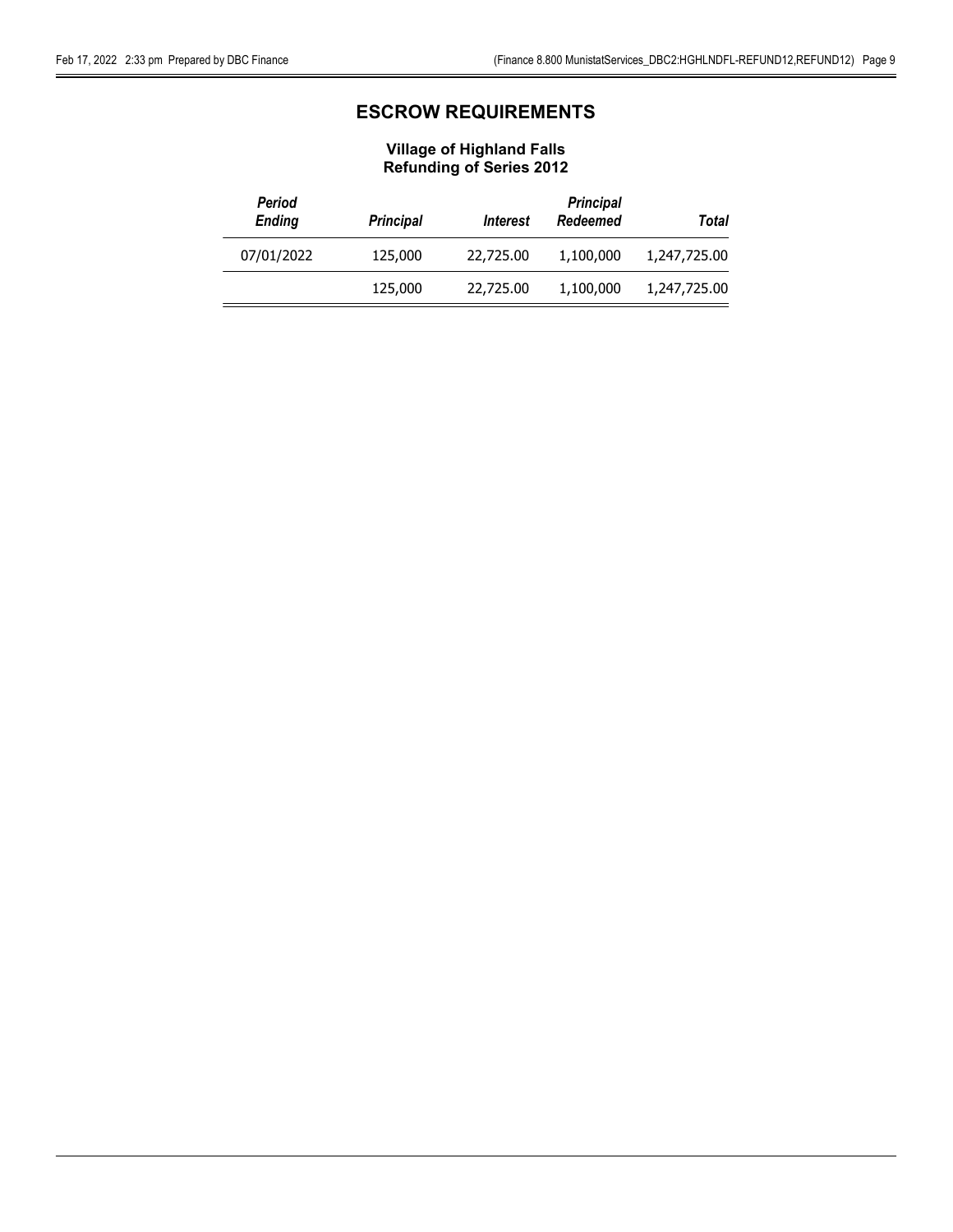# ESCROW REQUIREMENTS

### Village of Highland Falls
### Refunding of Series 2012

| *Period Ending* | *Principal* | *Interest* | *Principal Redeemed* | *Total* |
|---|---|---|---|---|
| 07/01/2022 | 125,000 | 22,725.00 | 1,100,000 | 1,247,725.00 |
| | 125,000 | 22,725.00 | 1,100,000 | 1,247,725.00 |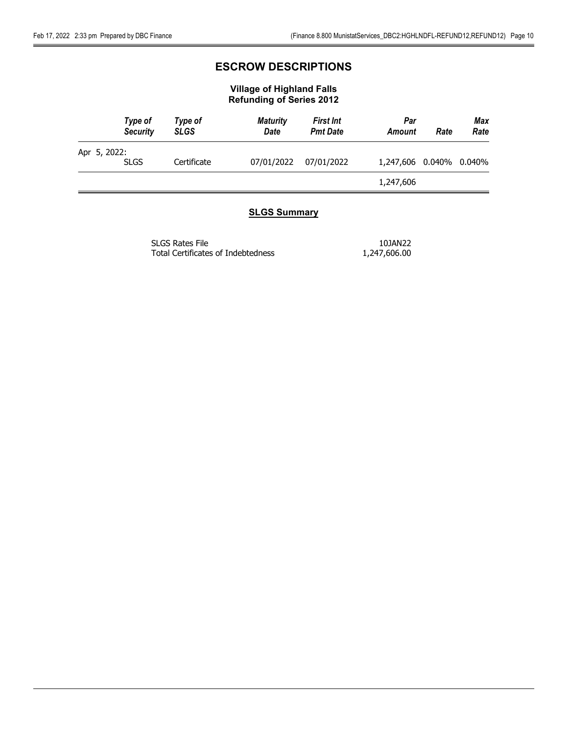# ESCROW DESCRIPTIONS

### Village of Highland Falls
### Refunding of Series 2012

| *Type of Security* | *Type of SLGS* | *Maturity Date* | *First Int Pmt Date* | *Par Amount* | *Rate* | *Max Rate* |
|---|---|---|---|---|---|---|
| Apr 5, 2022: | | | | | | |
| SLGS | Certificate | 07/01/2022 | 07/01/2022 | 1,247,606 | 0.040% | 0.040% |
| | | | | 1,247,606 | | |

## SLGS Summary

| | |
|---|---|
| SLGS Rates File | 10JAN22 |
| Total Certificates of Indebtedness | 1,247,606.00 |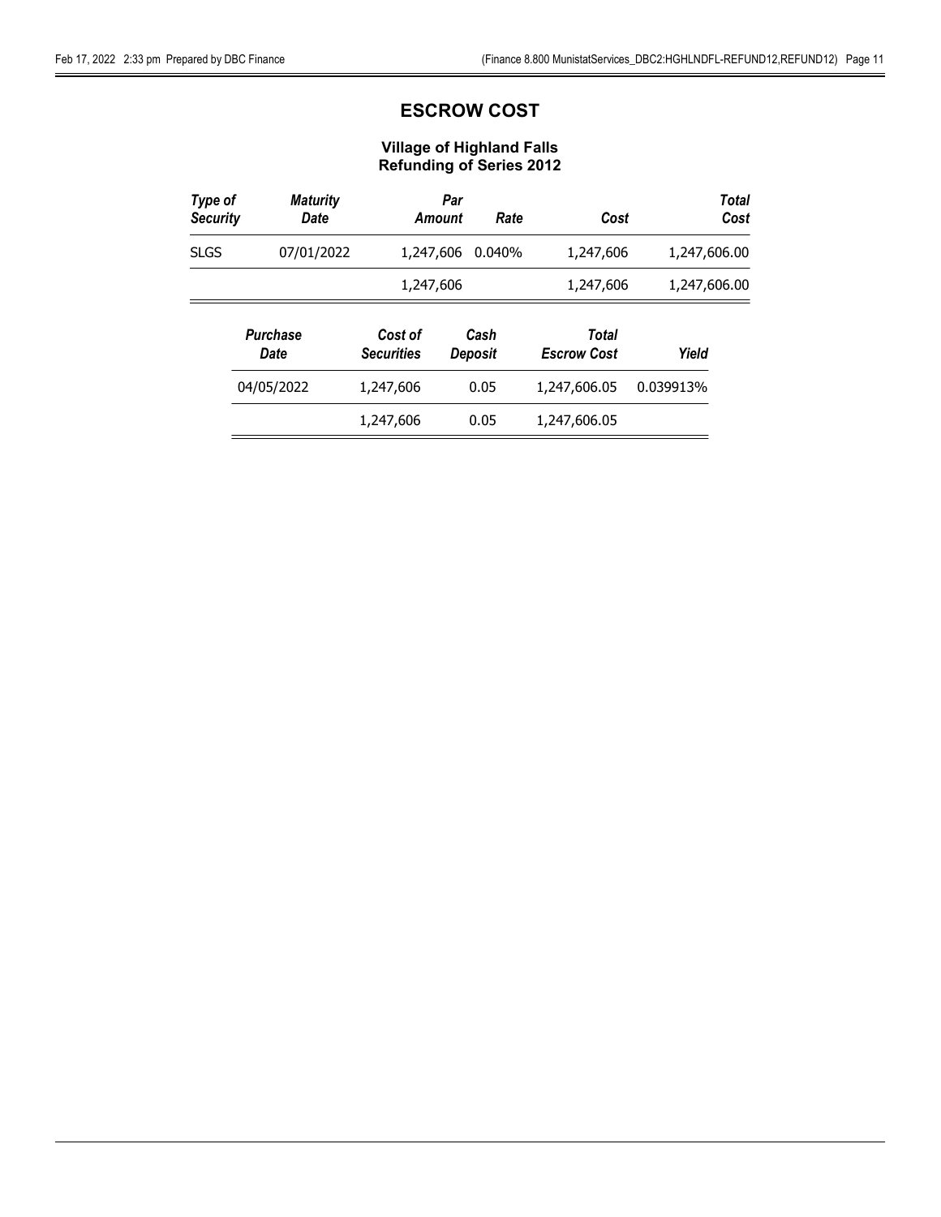# ESCROW COST

## Village of Highland Falls
## Refunding of Series 2012

| Type of Security | Maturity Date | Par Amount | Rate | Cost | Total Cost |
|---|---|---|---|---|---|
| SLGS | 07/01/2022 | 1,247,606 | 0.040% | 1,247,606 | 1,247,606.00 |
| | | 1,247,606 | | 1,247,606 | 1,247,606.00 |

| Purchase Date | Cost of Securities | Cash Deposit | Total Escrow Cost | Yield |
|---|---|---|---|---|
| 04/05/2022 | 1,247,606 | 0.05 | 1,247,606.05 | 0.039913% |
| | 1,247,606 | 0.05 | 1,247,606.05 | |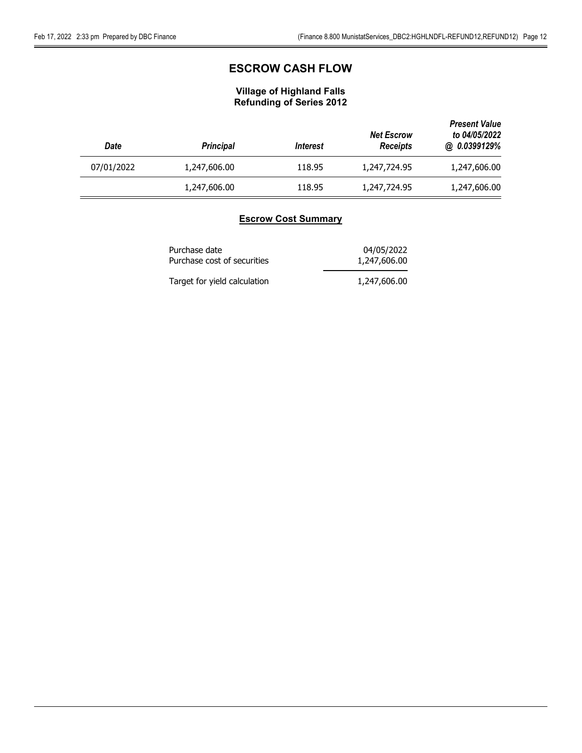# ESCROW CASH FLOW

### Village of Highland Falls
### Refunding of Series 2012

| *Date* | *Principal* | *Interest* | *Net Escrow Receipts* | *Present Value to 04/05/2022 @ 0.0399129%* |
|---|---|---|---|---|
| 07/01/2022 | 1,247,606.00 | 118.95 | 1,247,724.95 | 1,247,606.00 |
| | 1,247,606.00 | 118.95 | 1,247,724.95 | 1,247,606.00 |

### Escrow Cost Summary

| | |
|---|---|
| Purchase date | 04/05/2022 |
| Purchase cost of securities | 1,247,606.00 |
| Target for yield calculation | 1,247,606.00 |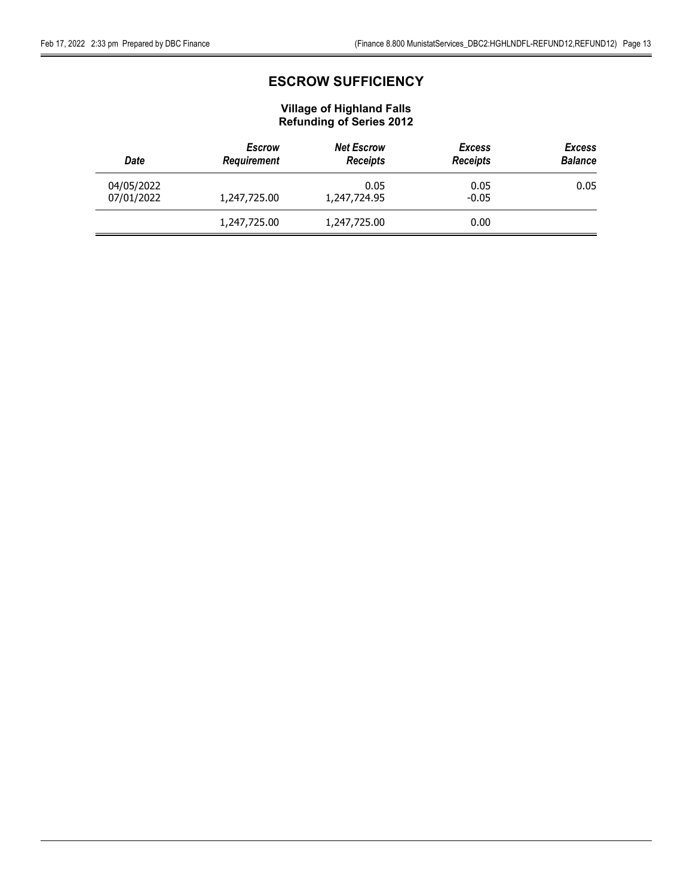# ESCROW SUFFICIENCY

### Village of Highland Falls
### Refunding of Series 2012

| *Date* | *Escrow Requirement* | *Net Escrow Receipts* | *Excess Receipts* | *Excess Balance* |
|---|---|---|---|---|
| 04/05/2022 | | 0.05 | 0.05 | 0.05 |
| 07/01/2022 | 1,247,725.00 | 1,247,724.95 | -0.05 | |
| | 1,247,725.00 | 1,247,725.00 | 0.00 | |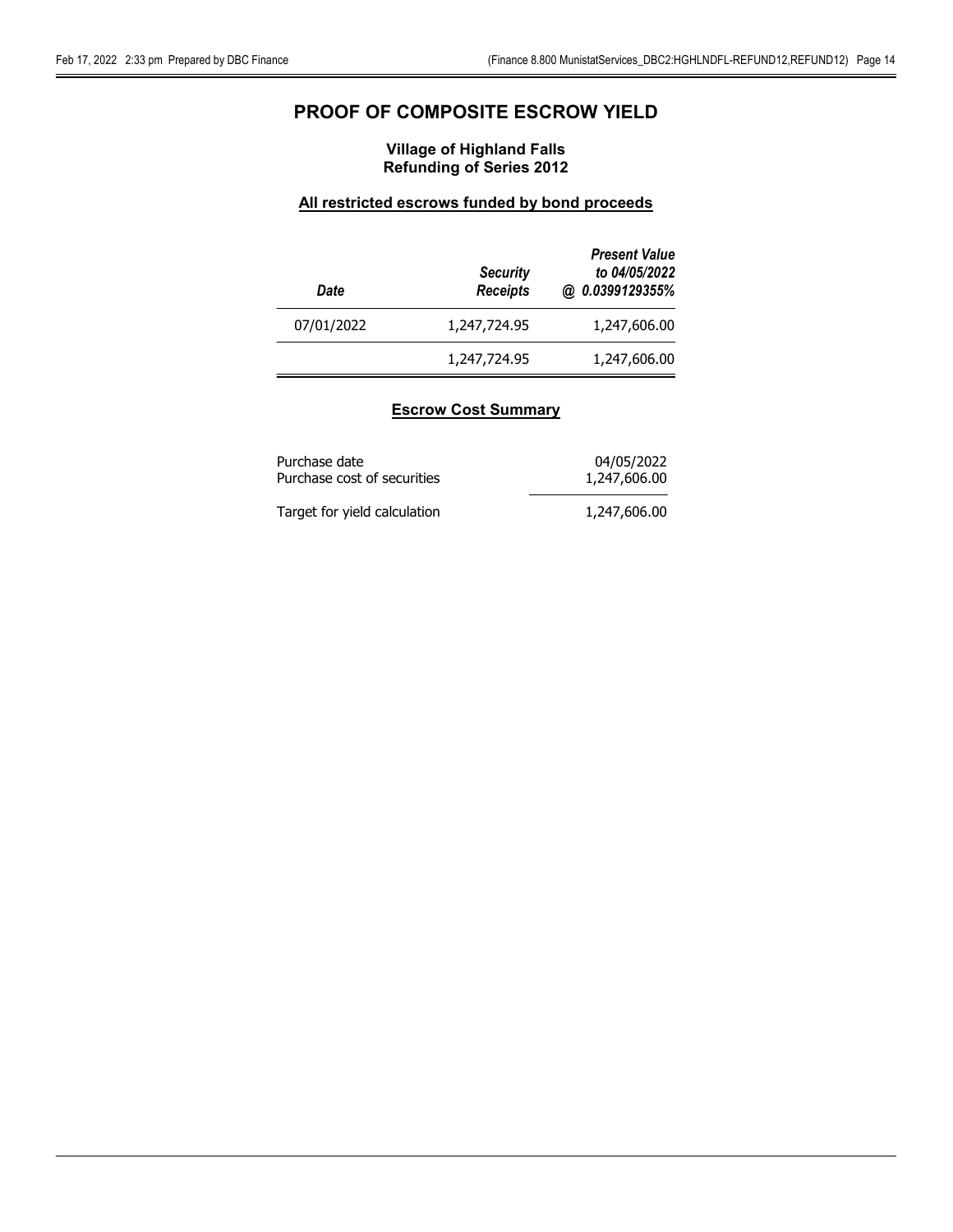# PROOF OF COMPOSITE ESCROW YIELD

### Village of Highland Falls
### Refunding of Series 2012

**All restricted escrows funded by bond proceeds**

| *Date* | *Security Receipts* | *Present Value to 04/05/2022 @ 0.0399129355%* |
|---|---|---|
| 07/01/2022 | 1,247,724.95 | 1,247,606.00 |
| | 1,247,724.95 | 1,247,606.00 |

**Escrow Cost Summary**

| | |
|---|---|
| Purchase date | 04/05/2022 |
| Purchase cost of securities | 1,247,606.00 |
| Target for yield calculation | 1,247,606.00 |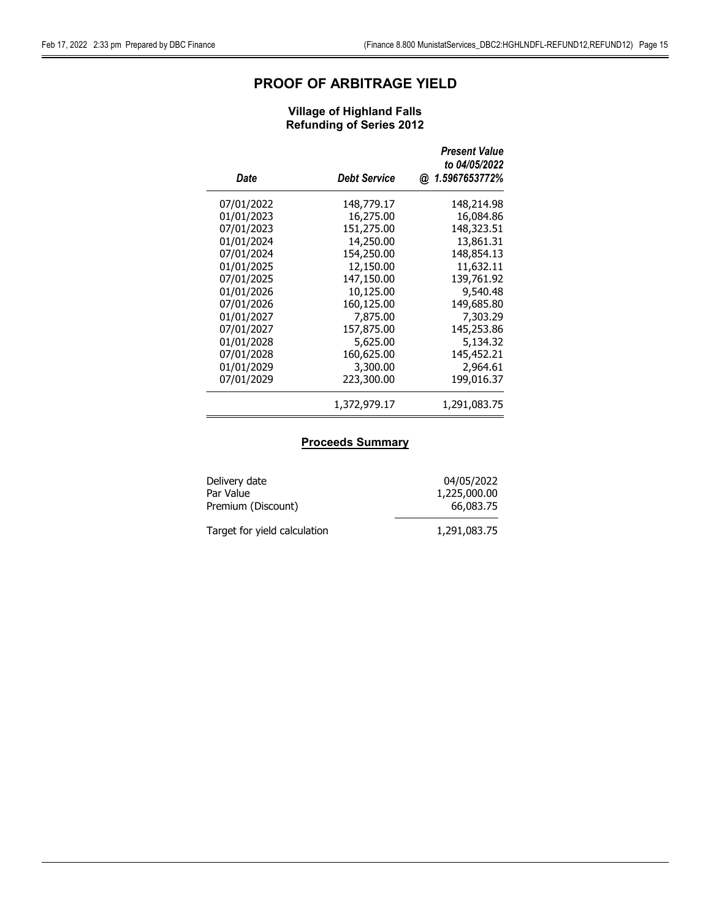# PROOF OF ARBITRAGE YIELD

### Village of Highland Falls
### Refunding of Series 2012

| Date | Debt Service | Present Value to 04/05/2022 @ 1.5967653772% |
|---|---|---|
| 07/01/2022 | 148,779.17 | 148,214.98 |
| 01/01/2023 | 16,275.00 | 16,084.86 |
| 07/01/2023 | 151,275.00 | 148,323.51 |
| 01/01/2024 | 14,250.00 | 13,861.31 |
| 07/01/2024 | 154,250.00 | 148,854.13 |
| 01/01/2025 | 12,150.00 | 11,632.11 |
| 07/01/2025 | 147,150.00 | 139,761.92 |
| 01/01/2026 | 10,125.00 | 9,540.48 |
| 07/01/2026 | 160,125.00 | 149,685.80 |
| 01/01/2027 | 7,875.00 | 7,303.29 |
| 07/01/2027 | 157,875.00 | 145,253.86 |
| 01/01/2028 | 5,625.00 | 5,134.32 |
| 07/01/2028 | 160,625.00 | 145,452.21 |
| 01/01/2029 | 3,300.00 | 2,964.61 |
| 07/01/2029 | 223,300.00 | 199,016.37 |
| | 1,372,979.17 | 1,291,083.75 |

## Proceeds Summary

| | |
|---|---|
| Delivery date | 04/05/2022 |
| Par Value | 1,225,000.00 |
| Premium (Discount) | 66,083.75 |
| Target for yield calculation | 1,291,083.75 |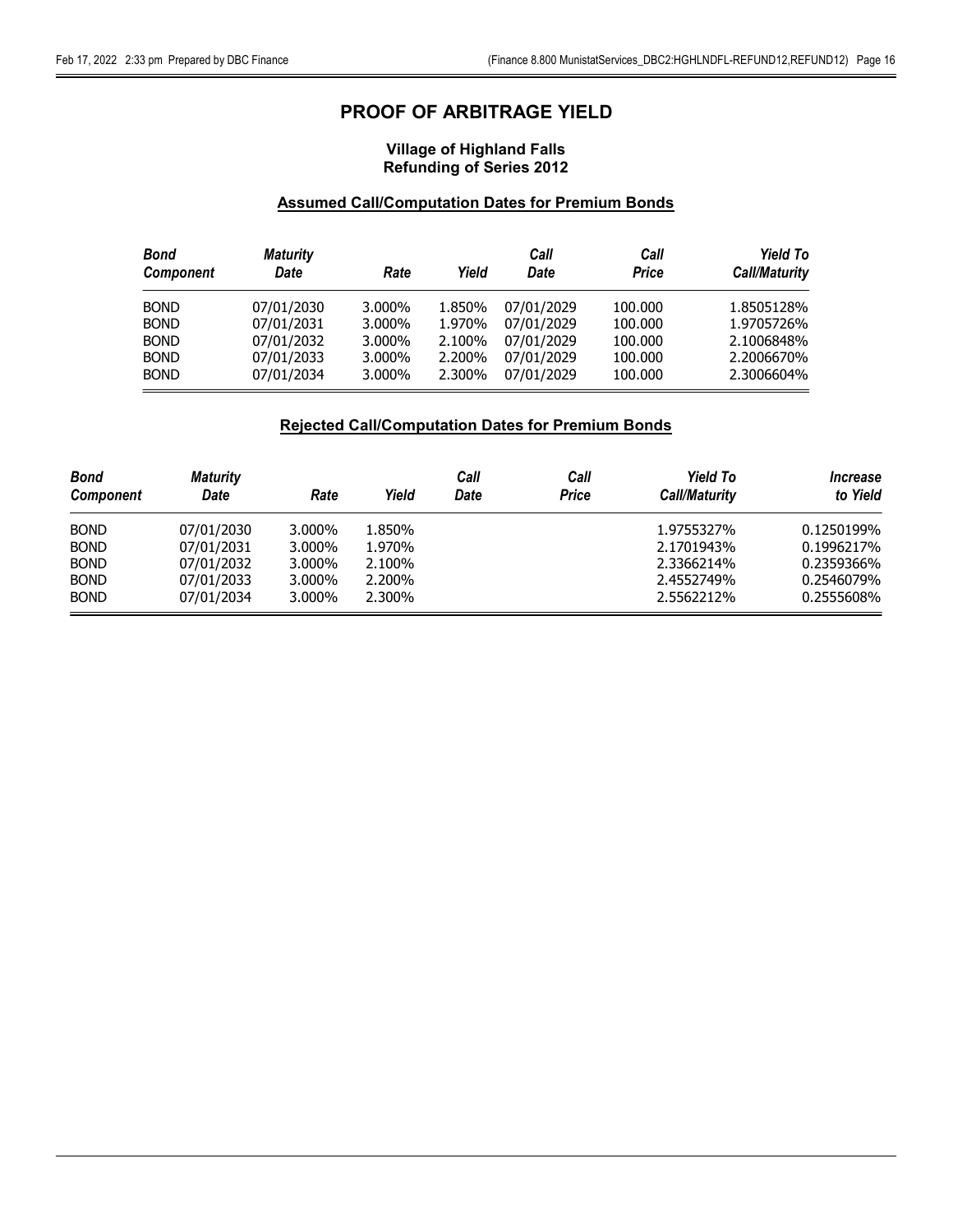# PROOF OF ARBITRAGE YIELD

### Village of Highland Falls
### Refunding of Series 2012

## Assumed Call/Computation Dates for Premium Bonds

| *Bond Component* | *Maturity Date* | *Rate* | *Yield* | *Call Date* | *Call Price* | *Yield To Call/Maturity* |
|---|---|---|---|---|---|---|
| BOND | 07/01/2030 | 3.000% | 1.850% | 07/01/2029 | 100.000 | 1.8505128% |
| BOND | 07/01/2031 | 3.000% | 1.970% | 07/01/2029 | 100.000 | 1.9705726% |
| BOND | 07/01/2032 | 3.000% | 2.100% | 07/01/2029 | 100.000 | 2.1006848% |
| BOND | 07/01/2033 | 3.000% | 2.200% | 07/01/2029 | 100.000 | 2.2006670% |
| BOND | 07/01/2034 | 3.000% | 2.300% | 07/01/2029 | 100.000 | 2.3006604% |

## Rejected Call/Computation Dates for Premium Bonds

| *Bond Component* | *Maturity Date* | *Rate* | *Yield* | *Call Date* | *Call Price* | *Yield To Call/Maturity* | *Increase to Yield* |
|---|---|---|---|---|---|---|---|
| BOND | 07/01/2030 | 3.000% | 1.850% | | | 1.9755327% | 0.1250199% |
| BOND | 07/01/2031 | 3.000% | 1.970% | | | 2.1701943% | 0.1996217% |
| BOND | 07/01/2032 | 3.000% | 2.100% | | | 2.3366214% | 0.2359366% |
| BOND | 07/01/2033 | 3.000% | 2.200% | | | 2.4552749% | 0.2546079% |
| BOND | 07/01/2034 | 3.000% | 2.300% | | | 2.5562212% | 0.2555608% |